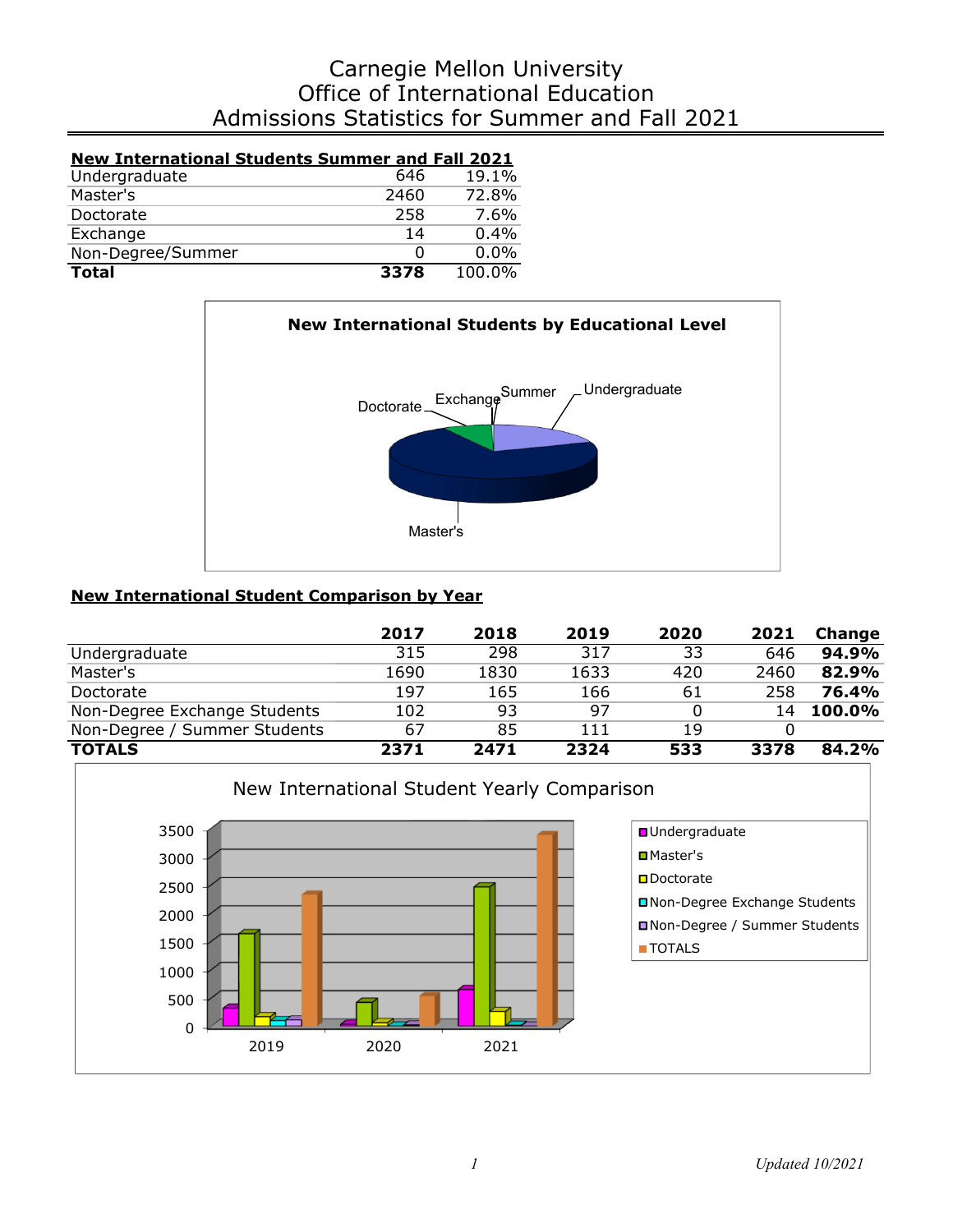# Carnegie Mellon University
# Office of International Education
# Admissions Statistics for Summer and Fall 2021

**New International Students Summer and Fall 2021**

| | | |
|---|---|---|
| Undergraduate | 646 | 19.1% |
| Master's | 2460 | 72.8% |
| Doctorate | 258 | 7.6% |
| Exchange | 14 | 0.4% |
| Non-Degree/Summer | 0 | 0.0% |
| **Total** | **3378** | 100.0% |

**New International Students by Educational Level**

**New International Student Comparison by Year**

| | 2017 | 2018 | 2019 | 2020 | 2021 | Change |
|---|---|---|---|---|---|---|
| Undergraduate | 315 | 298 | 317 | 33 | 646 | **94.9%** |
| Master's | 1690 | 1830 | 1633 | 420 | 2460 | **82.9%** |
| Doctorate | 197 | 165 | 166 | 61 | 258 | **76.4%** |
| Non-Degree Exchange Students | 102 | 93 | 97 | 0 | 14 | **100.0%** |
| Non-Degree / Summer Students | 67 | 85 | 111 | 19 | 0 | |
| **TOTALS** | **2371** | **2471** | **2324** | **533** | **3378** | **84.2%** |

New International Student Yearly Comparison

*Updated 10/2021*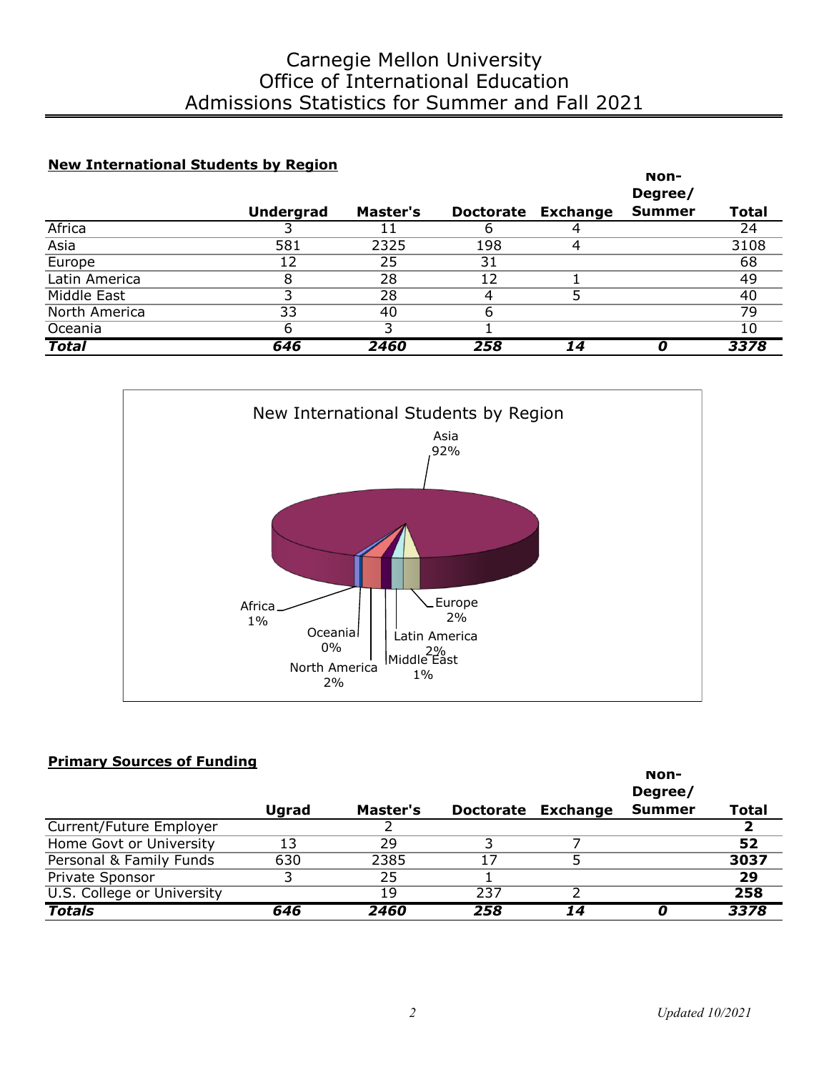# Carnegie Mellon University
# Office of International Education
# Admissions Statistics for Summer and Fall 2021

## New International Students by Region

| | Undergrad | Master's | Doctorate | Exchange | Non-Degree/ Summer | Total |
|---|---|---|---|---|---|---|
| Africa | 3 | 11 | 6 | 4 | | 24 |
| Asia | 581 | 2325 | 198 | 4 | | 3108 |
| Europe | 12 | 25 | 31 | | | 68 |
| Latin America | 8 | 28 | 12 | 1 | | 49 |
| Middle East | 3 | 28 | 4 | 5 | | 40 |
| North America | 33 | 40 | 6 | | | 79 |
| Oceania | 6 | 3 | 1 | | | 10 |
| ***Total*** | ***646*** | ***2460*** | ***258*** | ***14*** | ***0*** | ***3378*** |

New International Students by Region

Asia 92%; Africa 1%; Oceania 0%; North America 2%; Middle East 1%; Latin America 2%; Europe 2%

## Primary Sources of Funding

| | Ugrad | Master's | Doctorate | Exchange | Non-Degree/ Summer | Total |
|---|---|---|---|---|---|---|
| Current/Future Employer | | 2 | | | | **2** |
| Home Govt or University | 13 | 29 | 3 | 7 | | **52** |
| Personal & Family Funds | 630 | 2385 | 17 | 5 | | **3037** |
| Private Sponsor | 3 | 25 | 1 | | | **29** |
| U.S. College or University | | 19 | 237 | 2 | | **258** |
| ***Totals*** | ***646*** | ***2460*** | ***258*** | ***14*** | ***0*** | ***3378*** |

*Updated 10/2021*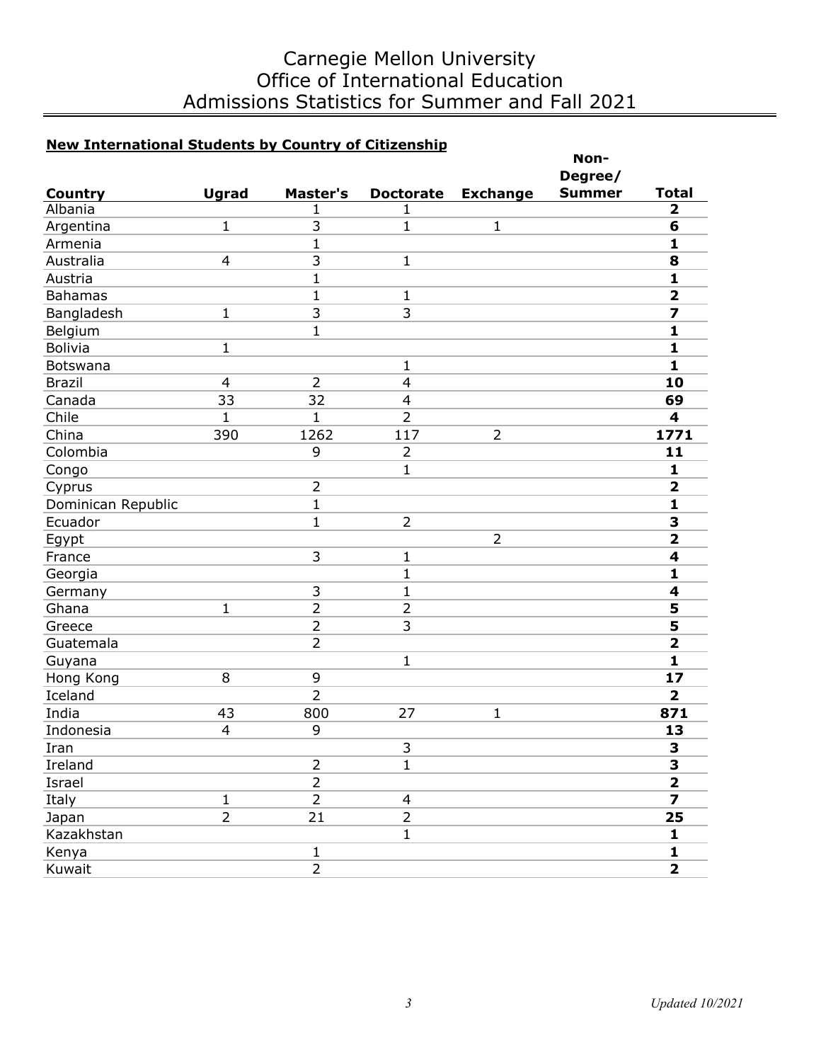# Carnegie Mellon University
# Office of International Education
# Admissions Statistics for Summer and Fall 2021

**New International Students by Country of Citizenship**

| Country | Ugrad | Master's | Doctorate | Exchange | Non-Degree/ Summer | Total |
|---|---|---|---|---|---|---|
| Albania | | 1 | 1 | | | **2** |
| Argentina | 1 | 3 | 1 | 1 | | **6** |
| Armenia | | 1 | | | | **1** |
| Australia | 4 | 3 | 1 | | | **8** |
| Austria | | 1 | | | | **1** |
| Bahamas | | 1 | 1 | | | **2** |
| Bangladesh | 1 | 3 | 3 | | | **7** |
| Belgium | | 1 | | | | **1** |
| Bolivia | 1 | | | | | **1** |
| Botswana | | | 1 | | | **1** |
| Brazil | 4 | 2 | 4 | | | **10** |
| Canada | 33 | 32 | 4 | | | **69** |
| Chile | 1 | 1 | 2 | | | **4** |
| China | 390 | 1262 | 117 | 2 | | **1771** |
| Colombia | | 9 | 2 | | | **11** |
| Congo | | | 1 | | | **1** |
| Cyprus | | 2 | | | | **2** |
| Dominican Republic | | 1 | | | | **1** |
| Ecuador | | 1 | 2 | | | **3** |
| Egypt | | | | 2 | | **2** |
| France | | 3 | 1 | | | **4** |
| Georgia | | | 1 | | | **1** |
| Germany | | 3 | 1 | | | **4** |
| Ghana | 1 | 2 | 2 | | | **5** |
| Greece | | 2 | 3 | | | **5** |
| Guatemala | | 2 | | | | **2** |
| Guyana | | | 1 | | | **1** |
| Hong Kong | 8 | 9 | | | | **17** |
| Iceland | | 2 | | | | **2** |
| India | 43 | 800 | 27 | 1 | | **871** |
| Indonesia | 4 | 9 | | | | **13** |
| Iran | | | 3 | | | **3** |
| Ireland | | 2 | 1 | | | **3** |
| Israel | | 2 | | | | **2** |
| Italy | 1 | 2 | 4 | | | **7** |
| Japan | 2 | 21 | 2 | | | **25** |
| Kazakhstan | | | 1 | | | **1** |
| Kenya | | 1 | | | | **1** |
| Kuwait | | 2 | | | | **2** |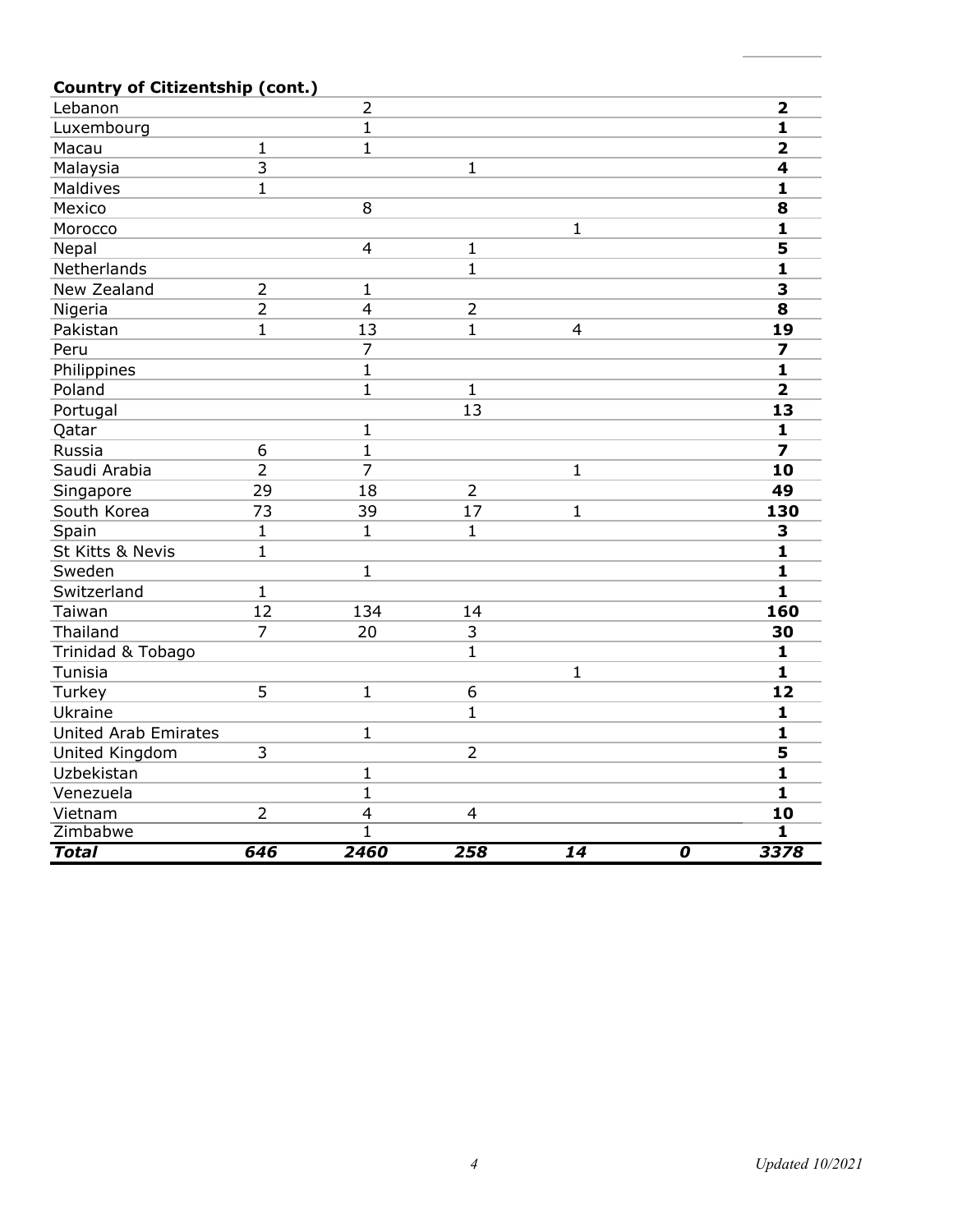**Country of Citizentship (cont.)**

| | | | | | | |
|---|---|---|---|---|---|---|
| Lebanon | | 2 | | | | **2** |
| Luxembourg | | 1 | | | | **1** |
| Macau | 1 | 1 | | | | **2** |
| Malaysia | 3 | | 1 | | | **4** |
| Maldives | 1 | | | | | **1** |
| Mexico | | 8 | | | | **8** |
| Morocco | | | | 1 | | **1** |
| Nepal | | 4 | 1 | | | **5** |
| Netherlands | | | 1 | | | **1** |
| New Zealand | 2 | 1 | | | | **3** |
| Nigeria | 2 | 4 | 2 | | | **8** |
| Pakistan | 1 | 13 | 1 | 4 | | **19** |
| Peru | | 7 | | | | **7** |
| Philippines | | 1 | | | | **1** |
| Poland | | 1 | 1 | | | **2** |
| Portugal | | | 13 | | | **13** |
| Qatar | | 1 | | | | **1** |
| Russia | 6 | 1 | | | | **7** |
| Saudi Arabia | 2 | 7 | | 1 | | **10** |
| Singapore | 29 | 18 | 2 | | | **49** |
| South Korea | 73 | 39 | 17 | 1 | | **130** |
| Spain | 1 | 1 | 1 | | | **3** |
| St Kitts & Nevis | 1 | | | | | **1** |
| Sweden | | 1 | | | | **1** |
| Switzerland | 1 | | | | | **1** |
| Taiwan | 12 | 134 | 14 | | | **160** |
| Thailand | 7 | 20 | 3 | | | **30** |
| Trinidad & Tobago | | | 1 | | | **1** |
| Tunisia | | | | 1 | | **1** |
| Turkey | 5 | 1 | 6 | | | **12** |
| Ukraine | | | 1 | | | **1** |
| United Arab Emirates | | 1 | | | | **1** |
| United Kingdom | 3 | | 2 | | | **5** |
| Uzbekistan | | 1 | | | | **1** |
| Venezuela | | 1 | | | | **1** |
| Vietnam | 2 | 4 | 4 | | | **10** |
| Zimbabwe | | 1 | | | | **1** |
| ***Total*** | ***646*** | ***2460*** | ***258*** | ***14*** | ***0*** | ***3378*** |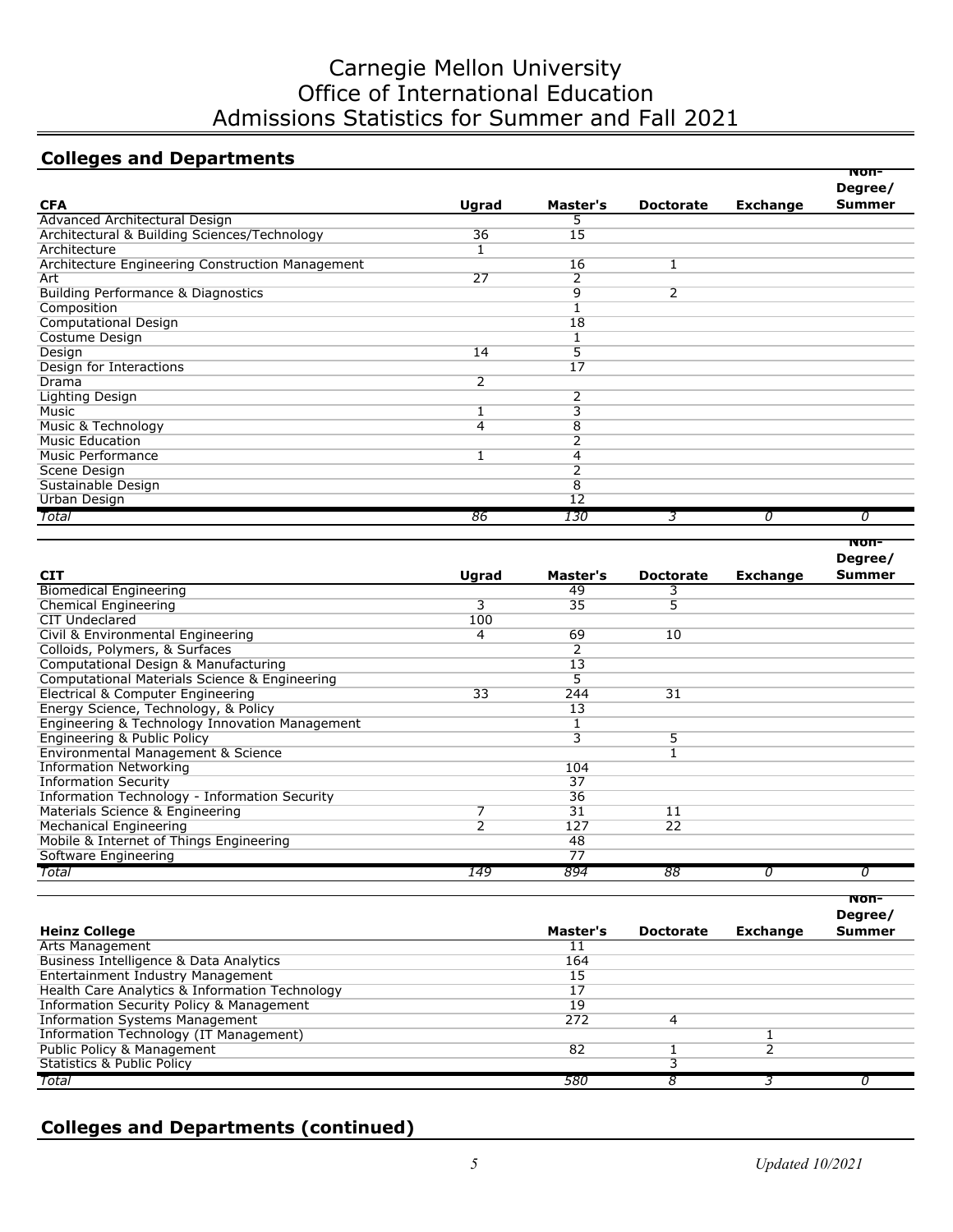# Carnegie Mellon University
# Office of International Education
# Admissions Statistics for Summer and Fall 2021

## Colleges and Departments

| CFA | Ugrad | Master's | Doctorate | Exchange | Non-Degree/ Summer |
|---|---|---|---|---|---|
| Advanced Architectural Design | | 5 | | | |
| Architectural & Building Sciences/Technology | 36 | 15 | | | |
| Architecture | 1 | | | | |
| Architecture Engineering Construction Management | | 16 | 1 | | |
| Art | 27 | 2 | | | |
| Building Performance & Diagnostics | | 9 | 2 | | |
| Composition | | 1 | | | |
| Computational Design | | 18 | | | |
| Costume Design | | 1 | | | |
| Design | 14 | 5 | | | |
| Design for Interactions | | 17 | | | |
| Drama | 2 | | | | |
| Lighting Design | | 2 | | | |
| Music | 1 | 3 | | | |
| Music & Technology | 4 | 8 | | | |
| Music Education | | 2 | | | |
| Music Performance | 1 | 4 | | | |
| Scene Design | | 2 | | | |
| Sustainable Design | | 8 | | | |
| Urban Design | | 12 | | | |
| *Total* | *86* | *130* | *3* | *0* | *0* |

| CIT | Ugrad | Master's | Doctorate | Exchange | Non-Degree/ Summer |
|---|---|---|---|---|---|
| Biomedical Engineering | | 49 | 3 | | |
| Chemical Engineering | 3 | 35 | 5 | | |
| CIT Undeclared | 100 | | | | |
| Civil & Environmental Engineering | 4 | 69 | 10 | | |
| Colloids, Polymers, & Surfaces | | 2 | | | |
| Computational Design & Manufacturing | | 13 | | | |
| Computational Materials Science & Engineering | | 5 | | | |
| Electrical & Computer Engineering | 33 | 244 | 31 | | |
| Energy Science, Technology, & Policy | | 13 | | | |
| Engineering & Technology Innovation Management | | 1 | | | |
| Engineering & Public Policy | | 3 | 5 | | |
| Environmental Management & Science | | | 1 | | |
| Information Networking | | 104 | | | |
| Information Security | | 37 | | | |
| Information Technology - Information Security | | 36 | | | |
| Materials Science & Engineering | 7 | 31 | 11 | | |
| Mechanical Engineering | 2 | 127 | 22 | | |
| Mobile & Internet of Things Engineering | | 48 | | | |
| Software Engineering | | 77 | | | |
| *Total* | *149* | *894* | *88* | *0* | *0* |

| Heinz College | Master's | Doctorate | Exchange | Non-Degree/ Summer |
|---|---|---|---|---|
| Arts Management | 11 | | | |
| Business Intelligence & Data Analytics | 164 | | | |
| Entertainment Industry Management | 15 | | | |
| Health Care Analytics & Information Technology | 17 | | | |
| Information Security Policy & Management | 19 | | | |
| Information Systems Management | 272 | 4 | | |
| Information Technology (IT Management) | | | 1 | |
| Public Policy & Management | 82 | 1 | 2 | |
| Statistics & Public Policy | | 3 | | |
| *Total* | *580* | *8* | *3* | *0* |

## Colleges and Departments (continued)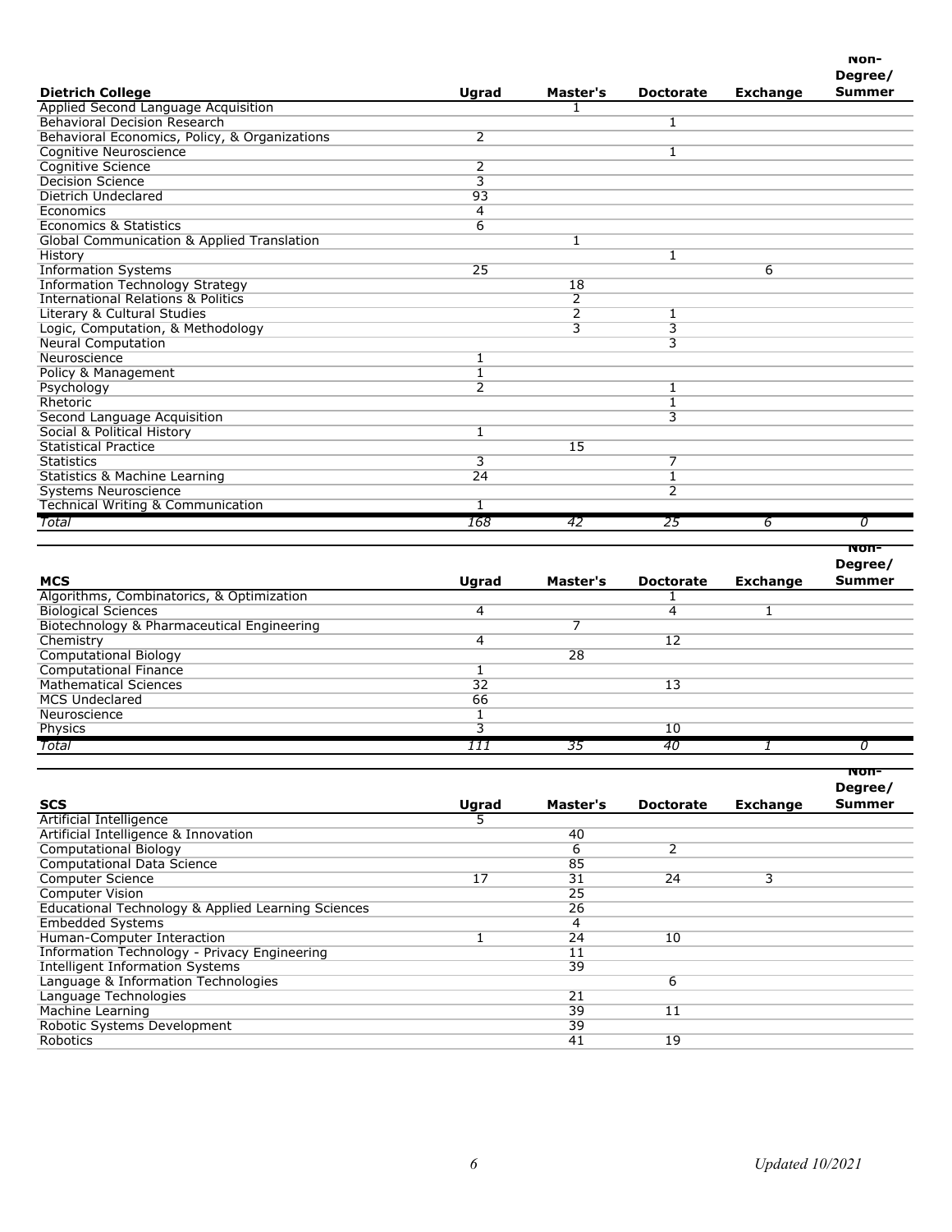| Dietrich College | Ugrad | Master's | Doctorate | Exchange | Non-Degree/ Summer |
|---|---|---|---|---|---|
| Applied Second Language Acquisition | | 1 | | | |
| Behavioral Decision Research | | | 1 | | |
| Behavioral Economics, Policy, & Organizations | 2 | | | | |
| Cognitive Neuroscience | | | 1 | | |
| Cognitive Science | 2 | | | | |
| Decision Science | 3 | | | | |
| Dietrich Undeclared | 93 | | | | |
| Economics | 4 | | | | |
| Economics & Statistics | 6 | | | | |
| Global Communication & Applied Translation | | 1 | | | |
| History | | | 1 | | |
| Information Systems | 25 | | | 6 | |
| Information Technology Strategy | | 18 | | | |
| International Relations & Politics | | 2 | | | |
| Literary & Cultural Studies | | 2 | 1 | | |
| Logic, Computation, & Methodology | | 3 | 3 | | |
| Neural Computation | | | 3 | | |
| Neuroscience | 1 | | | | |
| Policy & Management | 1 | | | | |
| Psychology | 2 | | 1 | | |
| Rhetoric | | | 1 | | |
| Second Language Acquisition | | | 3 | | |
| Social & Political History | 1 | | | | |
| Statistical Practice | | 15 | | | |
| Statistics | 3 | | 7 | | |
| Statistics & Machine Learning | 24 | | 1 | | |
| Systems Neuroscience | | | 2 | | |
| Technical Writing & Communication | 1 | | | | |
| *Total* | *168* | *42* | *25* | *6* | *0* |

| MCS | Ugrad | Master's | Doctorate | Exchange | Non-Degree/ Summer |
|---|---|---|---|---|---|
| Algorithms, Combinatorics, & Optimization | | | 1 | | |
| Biological Sciences | 4 | | 4 | 1 | |
| Biotechnology & Pharmaceutical Engineering | | 7 | | | |
| Chemistry | 4 | | 12 | | |
| Computational Biology | | 28 | | | |
| Computational Finance | 1 | | | | |
| Mathematical Sciences | 32 | | 13 | | |
| MCS Undeclared | 66 | | | | |
| Neuroscience | 1 | | | | |
| Physics | 3 | | 10 | | |
| *Total* | *111* | *35* | *40* | *1* | *0* |

| SCS | Ugrad | Master's | Doctorate | Exchange | Non-Degree/ Summer |
|---|---|---|---|---|---|
| Artificial Intelligence | 5 | | | | |
| Artificial Intelligence & Innovation | | 40 | | | |
| Computational Biology | | 6 | 2 | | |
| Computational Data Science | | 85 | | | |
| Computer Science | 17 | 31 | 24 | 3 | |
| Computer Vision | | 25 | | | |
| Educational Technology & Applied Learning Sciences | | 26 | | | |
| Embedded Systems | | 4 | | | |
| Human-Computer Interaction | 1 | 24 | 10 | | |
| Information Technology - Privacy Engineering | | 11 | | | |
| Intelligent Information Systems | | 39 | | | |
| Language & Information Technologies | | | 6 | | |
| Language Technologies | | 21 | | | |
| Machine Learning | | 39 | 11 | | |
| Robotic Systems Development | | 39 | | | |
| Robotics | | 41 | 19 | | |

*Updated 10/2021*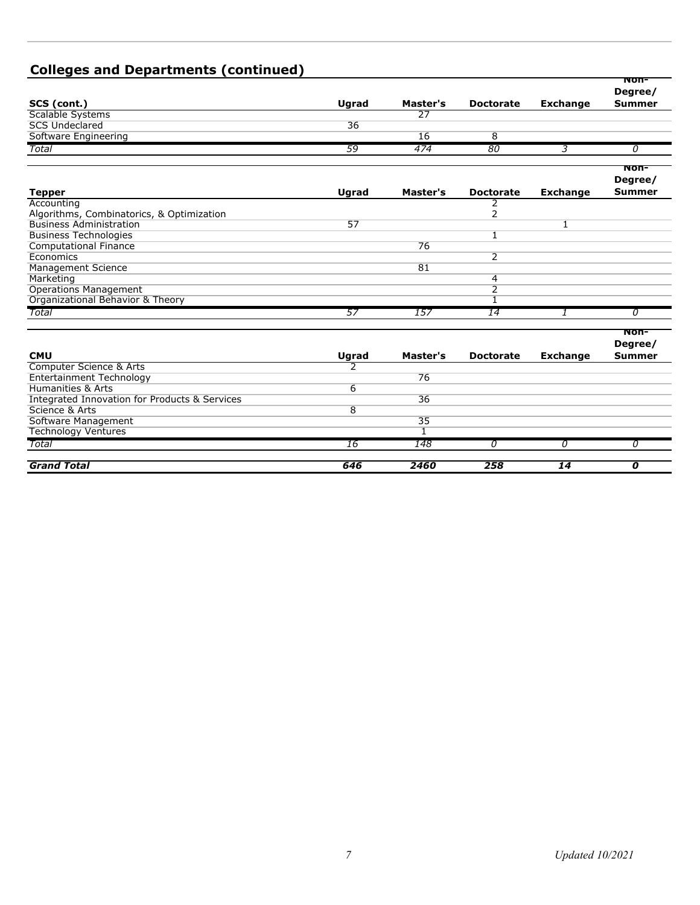## Colleges and Departments (continued)

| SCS (cont.) | Ugrad | Master's | Doctorate | Exchange | Non-Degree/ Summer |
|---|---|---|---|---|---|
| Scalable Systems | | 27 | | | |
| SCS Undeclared | 36 | | | | |
| Software Engineering | | 16 | 8 | | |
| *Total* | *59* | *474* | *80* | *3* | *0* |

| Tepper | Ugrad | Master's | Doctorate | Exchange | Non-Degree/ Summer |
|---|---|---|---|---|---|
| Accounting | | | 2 | | |
| Algorithms, Combinatorics, & Optimization | | | 2 | | |
| Business Administration | 57 | | | 1 | |
| Business Technologies | | | 1 | | |
| Computational Finance | | 76 | | | |
| Economics | | | 2 | | |
| Management Science | | 81 | | | |
| Marketing | | | 4 | | |
| Operations Management | | | 2 | | |
| Organizational Behavior & Theory | | | 1 | | |
| *Total* | *57* | *157* | *14* | *1* | *0* |

| CMU | Ugrad | Master's | Doctorate | Exchange | Non-Degree/ Summer |
|---|---|---|---|---|---|
| Computer Science & Arts | 2 | | | | |
| Entertainment Technology | | 76 | | | |
| Humanities & Arts | 6 | | | | |
| Integrated Innovation for Products & Services | | 36 | | | |
| Science & Arts | 8 | | | | |
| Software Management | | 35 | | | |
| Technology Ventures | | 1 | | | |
| *Total* | *16* | *148* | *0* | *0* | *0* |
| ***Grand Total*** | ***646*** | ***2460*** | ***258*** | ***14*** | ***0*** |

*Updated 10/2021*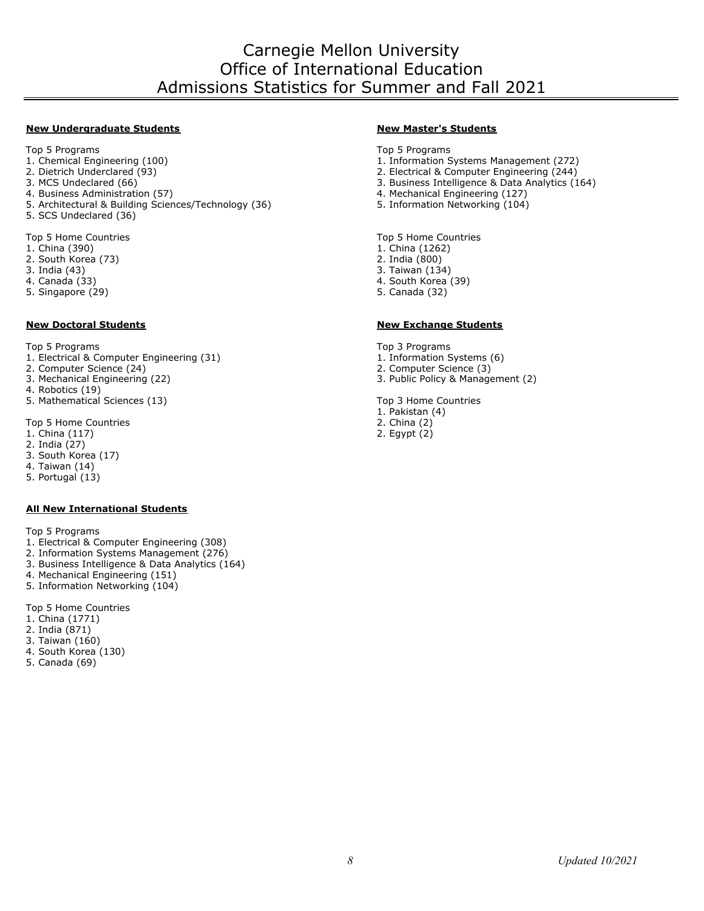# Carnegie Mellon University
# Office of International Education
# Admissions Statistics for Summer and Fall 2021

## New Undergraduate Students

Top 5 Programs
1. Chemical Engineering (100)
2. Dietrich Underclared (93)
3. MCS Undeclared (66)
4. Business Administration (57)
5. Architectural & Building Sciences/Technology (36)
5. SCS Undeclared (36)

Top 5 Home Countries
1. China (390)
2. South Korea (73)
3. India (43)
4. Canada (33)
5. Singapore (29)

## New Doctoral Students

Top 5 Programs
1. Electrical & Computer Engineering (31)
2. Computer Science (24)
3. Mechanical Engineering (22)
4. Robotics (19)
5. Mathematical Sciences (13)

Top 5 Home Countries
1. China (117)
2. India (27)
3. South Korea (17)
4. Taiwan (14)
5. Portugal (13)

## All New International Students

Top 5 Programs
1. Electrical & Computer Engineering (308)
2. Information Systems Management (276)
3. Business Intelligence & Data Analytics (164)
4. Mechanical Engineering (151)
5. Information Networking (104)

Top 5 Home Countries
1. China (1771)
2. India (871)
3. Taiwan (160)
4. South Korea (130)
5. Canada (69)

## New Master's Students

Top 5 Programs
1. Information Systems Management (272)
2. Electrical & Computer Engineering (244)
3. Business Intelligence & Data Analytics (164)
4. Mechanical Engineering (127)
5. Information Networking (104)

Top 5 Home Countries
1. China (1262)
2. India (800)
3. Taiwan (134)
4. South Korea (39)
5. Canada (32)

## New Exchange Students

Top 3 Programs
1. Information Systems (6)
2. Computer Science (3)
3. Public Policy & Management (2)

Top 3 Home Countries
1. Pakistan (4)
2. China (2)
2. Egypt (2)

*Updated 10/2021*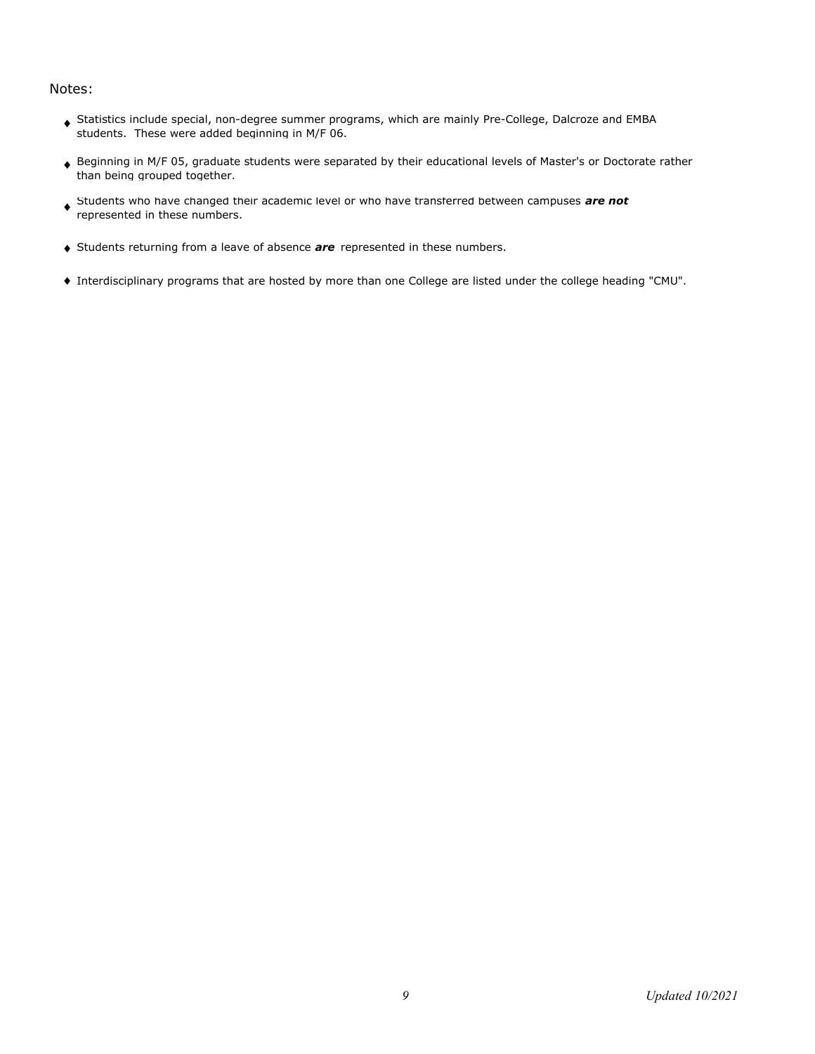Notes:

- Statistics include special, non-degree summer programs, which are mainly Pre-College, Dalcroze and EMBA students. These were added beginning in M/F 06.
- Beginning in M/F 05, graduate students were separated by their educational levels of Master's or Doctorate rather than being grouped together.
- Students who have changed their academic level or who have transferred between campuses ***are not*** represented in these numbers.
- Students returning from a leave of absence ***are*** represented in these numbers.
- Interdisciplinary programs that are hosted by more than one College are listed under the college heading "CMU".